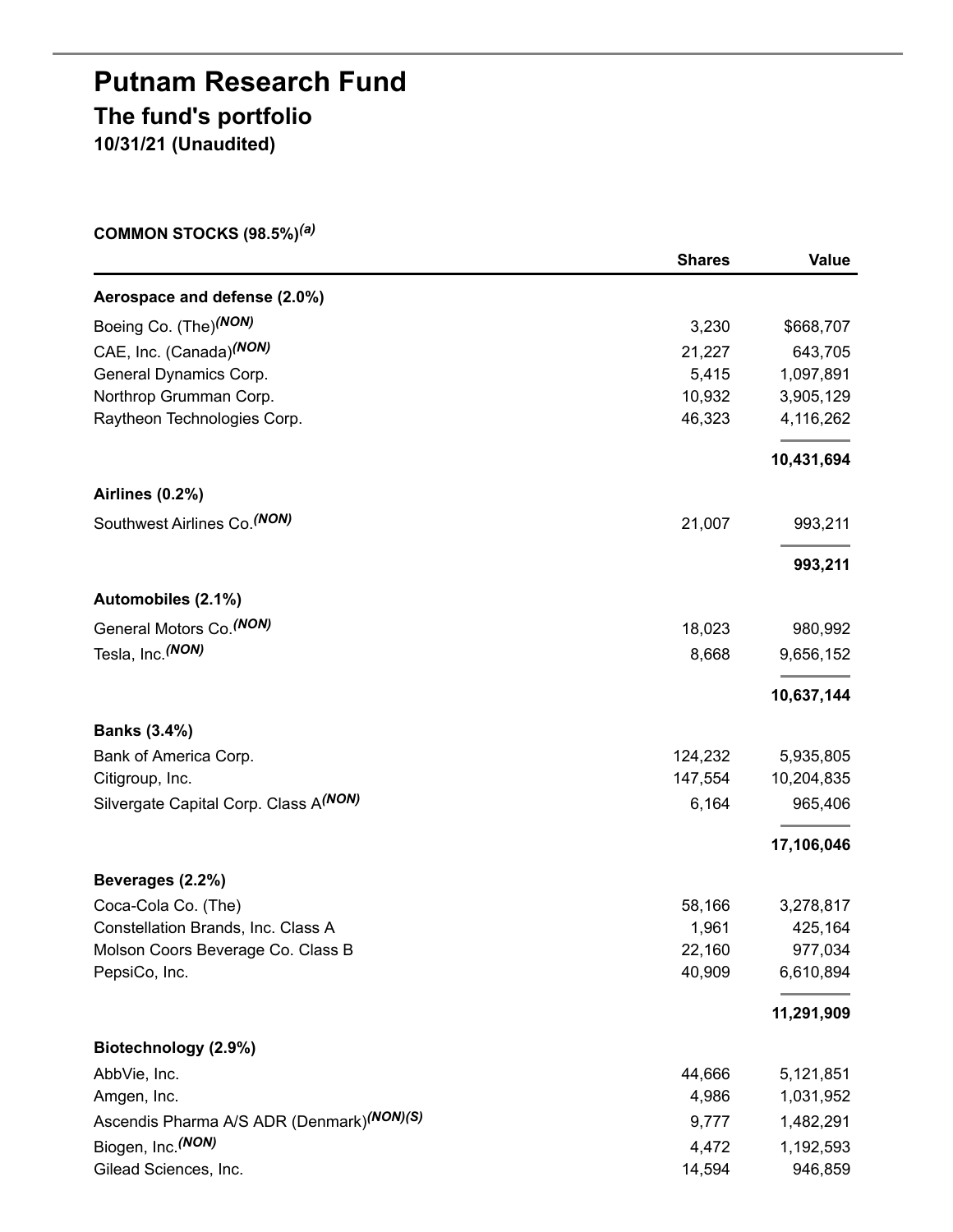# Putnam Research Fund

## The fund's portfolio

**10/31/21 (Unaudited)**

**COMMON STOCKS (98.5%)[(a)]**

| | Shares | Value |
|---|---|---|
| **Aerospace and defense (2.0%)** | | |
| Boeing Co. (The)[(NON)] | 3,230 | $668,707 |
| CAE, Inc. (Canada)[(NON)] | 21,227 | 643,705 |
| General Dynamics Corp. | 5,415 | 1,097,891 |
| Northrop Grumman Corp. | 10,932 | 3,905,129 |
| Raytheon Technologies Corp. | 46,323 | 4,116,262 |
| | | **10,431,694** |
| **Airlines (0.2%)** | | |
| Southwest Airlines Co.[(NON)] | 21,007 | 993,211 |
| | | **993,211** |
| **Automobiles (2.1%)** | | |
| General Motors Co.[(NON)] | 18,023 | 980,992 |
| Tesla, Inc.[(NON)] | 8,668 | 9,656,152 |
| | | **10,637,144** |
| **Banks (3.4%)** | | |
| Bank of America Corp. | 124,232 | 5,935,805 |
| Citigroup, Inc. | 147,554 | 10,204,835 |
| Silvergate Capital Corp. Class A[(NON)] | 6,164 | 965,406 |
| | | **17,106,046** |
| **Beverages (2.2%)** | | |
| Coca-Cola Co. (The) | 58,166 | 3,278,817 |
| Constellation Brands, Inc. Class A | 1,961 | 425,164 |
| Molson Coors Beverage Co. Class B | 22,160 | 977,034 |
| PepsiCo, Inc. | 40,909 | 6,610,894 |
| | | **11,291,909** |
| **Biotechnology (2.9%)** | | |
| AbbVie, Inc. | 44,666 | 5,121,851 |
| Amgen, Inc. | 4,986 | 1,031,952 |
| Ascendis Pharma A/S ADR (Denmark)[(NON)(S)] | 9,777 | 1,482,291 |
| Biogen, Inc.[(NON)] | 4,472 | 1,192,593 |
| Gilead Sciences, Inc. | 14,594 | 946,859 |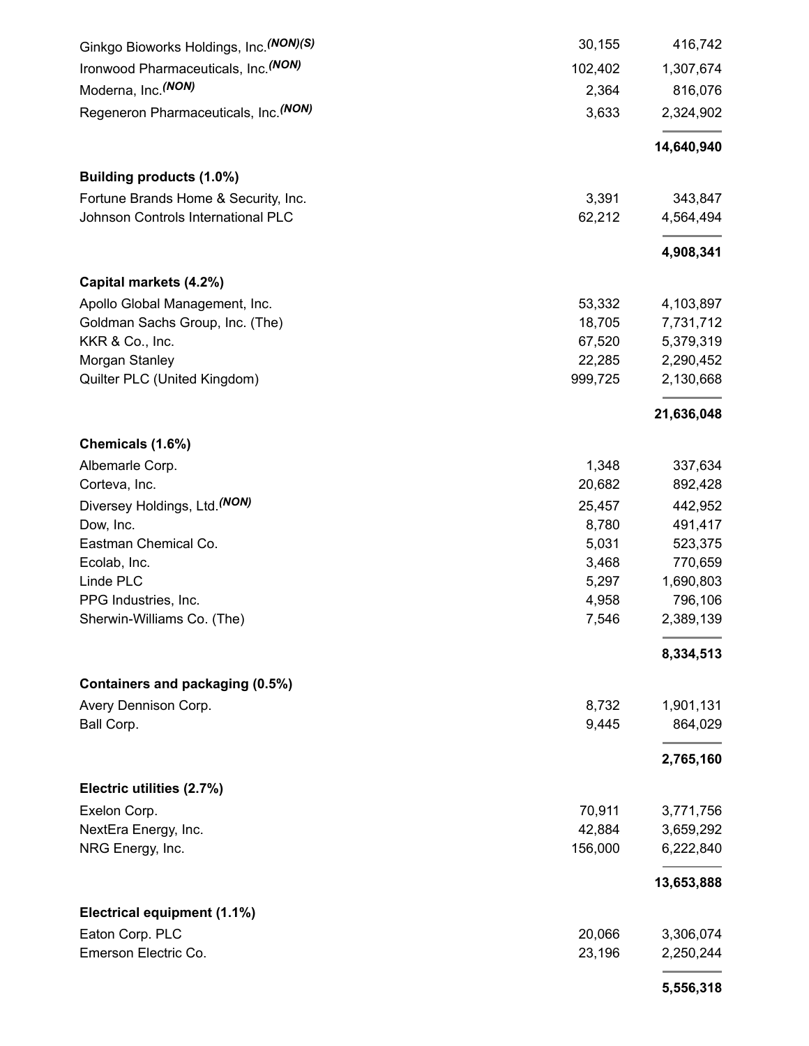| | | |
|---|---|---|
| Ginkgo Bioworks Holdings, Inc.(NON)(S) | 30,155 | 416,742 |
| Ironwood Pharmaceuticals, Inc.(NON) | 102,402 | 1,307,674 |
| Moderna, Inc.(NON) | 2,364 | 816,076 |
| Regeneron Pharmaceuticals, Inc.(NON) | 3,633 | 2,324,902 |
| | | **14,640,940** |
| **Building products (1.0%)** | | |
| Fortune Brands Home & Security, Inc. | 3,391 | 343,847 |
| Johnson Controls International PLC | 62,212 | 4,564,494 |
| | | **4,908,341** |
| **Capital markets (4.2%)** | | |
| Apollo Global Management, Inc. | 53,332 | 4,103,897 |
| Goldman Sachs Group, Inc. (The) | 18,705 | 7,731,712 |
| KKR & Co., Inc. | 67,520 | 5,379,319 |
| Morgan Stanley | 22,285 | 2,290,452 |
| Quilter PLC (United Kingdom) | 999,725 | 2,130,668 |
| | | **21,636,048** |
| **Chemicals (1.6%)** | | |
| Albemarle Corp. | 1,348 | 337,634 |
| Corteva, Inc. | 20,682 | 892,428 |
| Diversey Holdings, Ltd.(NON) | 25,457 | 442,952 |
| Dow, Inc. | 8,780 | 491,417 |
| Eastman Chemical Co. | 5,031 | 523,375 |
| Ecolab, Inc. | 3,468 | 770,659 |
| Linde PLC | 5,297 | 1,690,803 |
| PPG Industries, Inc. | 4,958 | 796,106 |
| Sherwin-Williams Co. (The) | 7,546 | 2,389,139 |
| | | **8,334,513** |
| **Containers and packaging (0.5%)** | | |
| Avery Dennison Corp. | 8,732 | 1,901,131 |
| Ball Corp. | 9,445 | 864,029 |
| | | **2,765,160** |
| **Electric utilities (2.7%)** | | |
| Exelon Corp. | 70,911 | 3,771,756 |
| NextEra Energy, Inc. | 42,884 | 3,659,292 |
| NRG Energy, Inc. | 156,000 | 6,222,840 |
| | | **13,653,888** |
| **Electrical equipment (1.1%)** | | |
| Eaton Corp. PLC | 20,066 | 3,306,074 |
| Emerson Electric Co. | 23,196 | 2,250,244 |
| | | **5,556,318** |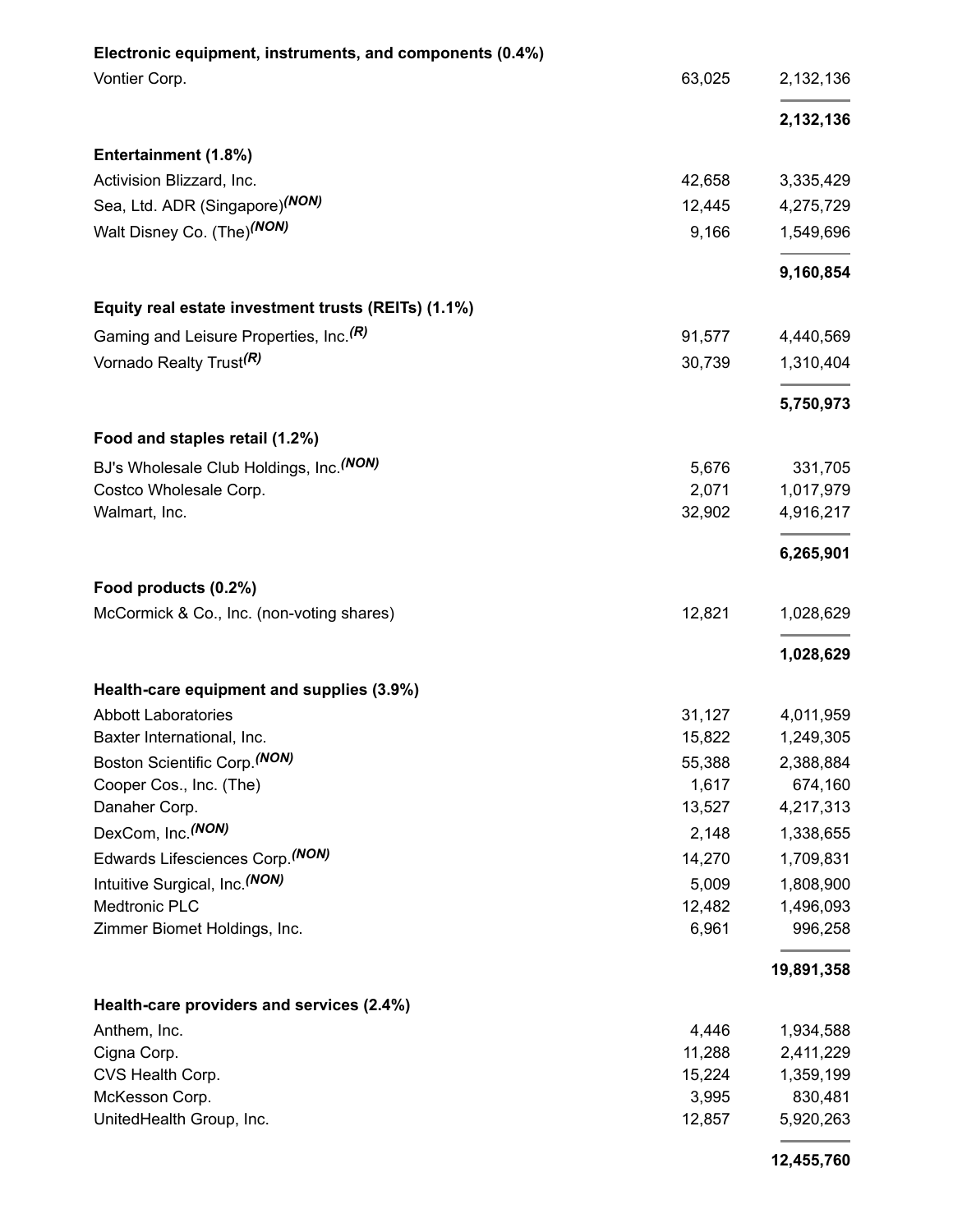| | | |
|---|---|---|
| **Electronic equipment, instruments, and components (0.4%)** | | |
| Vontier Corp. | 63,025 | 2,132,136 |
| | | **2,132,136** |
| **Entertainment (1.8%)** | | |
| Activision Blizzard, Inc. | 42,658 | 3,335,429 |
| Sea, Ltd. ADR (Singapore)*(NON)* | 12,445 | 4,275,729 |
| Walt Disney Co. (The)*(NON)* | 9,166 | 1,549,696 |
| | | **9,160,854** |
| **Equity real estate investment trusts (REITs) (1.1%)** | | |
| Gaming and Leisure Properties, Inc.*(R)* | 91,577 | 4,440,569 |
| Vornado Realty Trust*(R)* | 30,739 | 1,310,404 |
| | | **5,750,973** |
| **Food and staples retail (1.2%)** | | |
| BJ's Wholesale Club Holdings, Inc.*(NON)* | 5,676 | 331,705 |
| Costco Wholesale Corp. | 2,071 | 1,017,979 |
| Walmart, Inc. | 32,902 | 4,916,217 |
| | | **6,265,901** |
| **Food products (0.2%)** | | |
| McCormick & Co., Inc. (non-voting shares) | 12,821 | 1,028,629 |
| | | **1,028,629** |
| **Health-care equipment and supplies (3.9%)** | | |
| Abbott Laboratories | 31,127 | 4,011,959 |
| Baxter International, Inc. | 15,822 | 1,249,305 |
| Boston Scientific Corp.*(NON)* | 55,388 | 2,388,884 |
| Cooper Cos., Inc. (The) | 1,617 | 674,160 |
| Danaher Corp. | 13,527 | 4,217,313 |
| DexCom, Inc.*(NON)* | 2,148 | 1,338,655 |
| Edwards Lifesciences Corp.*(NON)* | 14,270 | 1,709,831 |
| Intuitive Surgical, Inc.*(NON)* | 5,009 | 1,808,900 |
| Medtronic PLC | 12,482 | 1,496,093 |
| Zimmer Biomet Holdings, Inc. | 6,961 | 996,258 |
| | | **19,891,358** |
| **Health-care providers and services (2.4%)** | | |
| Anthem, Inc. | 4,446 | 1,934,588 |
| Cigna Corp. | 11,288 | 2,411,229 |
| CVS Health Corp. | 15,224 | 1,359,199 |
| McKesson Corp. | 3,995 | 830,481 |
| UnitedHealth Group, Inc. | 12,857 | 5,920,263 |
| | | **12,455,760** |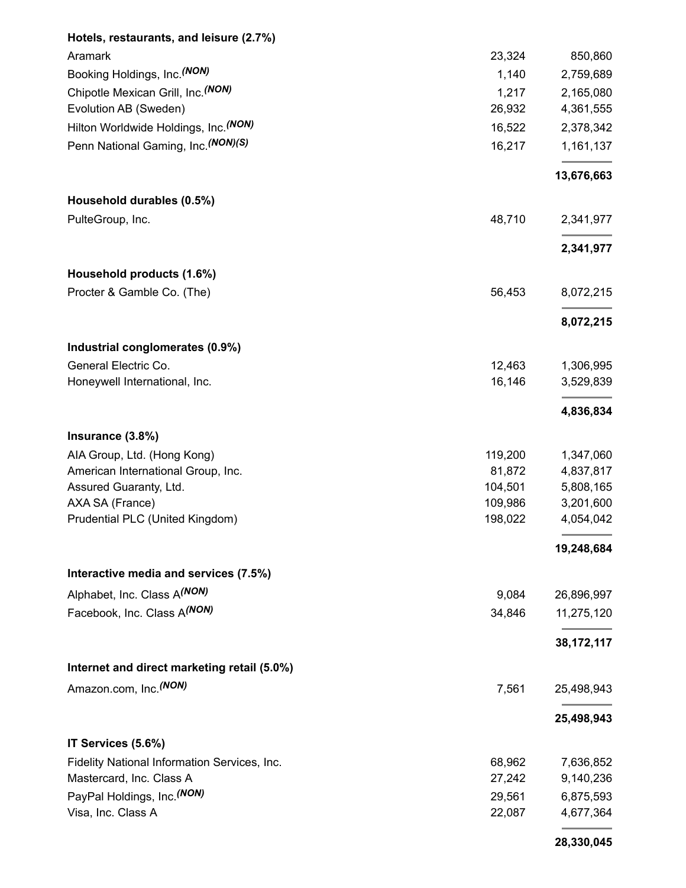| | | |
|---|---|---|
| **Hotels, restaurants, and leisure (2.7%)** | | |
| Aramark | 23,324 | 850,860 |
| Booking Holdings, Inc. *(NON)* | 1,140 | 2,759,689 |
| Chipotle Mexican Grill, Inc. *(NON)* | 1,217 | 2,165,080 |
| Evolution AB (Sweden) | 26,932 | 4,361,555 |
| Hilton Worldwide Holdings, Inc. *(NON)* | 16,522 | 2,378,342 |
| Penn National Gaming, Inc. *(NON)(S)* | 16,217 | 1,161,137 |
| | | **13,676,663** |
| **Household durables (0.5%)** | | |
| PulteGroup, Inc. | 48,710 | 2,341,977 |
| | | **2,341,977** |
| **Household products (1.6%)** | | |
| Procter & Gamble Co. (The) | 56,453 | 8,072,215 |
| | | **8,072,215** |
| **Industrial conglomerates (0.9%)** | | |
| General Electric Co. | 12,463 | 1,306,995 |
| Honeywell International, Inc. | 16,146 | 3,529,839 |
| | | **4,836,834** |
| **Insurance (3.8%)** | | |
| AIA Group, Ltd. (Hong Kong) | 119,200 | 1,347,060 |
| American International Group, Inc. | 81,872 | 4,837,817 |
| Assured Guaranty, Ltd. | 104,501 | 5,808,165 |
| AXA SA (France) | 109,986 | 3,201,600 |
| Prudential PLC (United Kingdom) | 198,022 | 4,054,042 |
| | | **19,248,684** |
| **Interactive media and services (7.5%)** | | |
| Alphabet, Inc. Class A *(NON)* | 9,084 | 26,896,997 |
| Facebook, Inc. Class A *(NON)* | 34,846 | 11,275,120 |
| | | **38,172,117** |
| **Internet and direct marketing retail (5.0%)** | | |
| Amazon.com, Inc. *(NON)* | 7,561 | 25,498,943 |
| | | **25,498,943** |
| **IT Services (5.6%)** | | |
| Fidelity National Information Services, Inc. | 68,962 | 7,636,852 |
| Mastercard, Inc. Class A | 27,242 | 9,140,236 |
| PayPal Holdings, Inc. *(NON)* | 29,561 | 6,875,593 |
| Visa, Inc. Class A | 22,087 | 4,677,364 |
| | | **28,330,045** |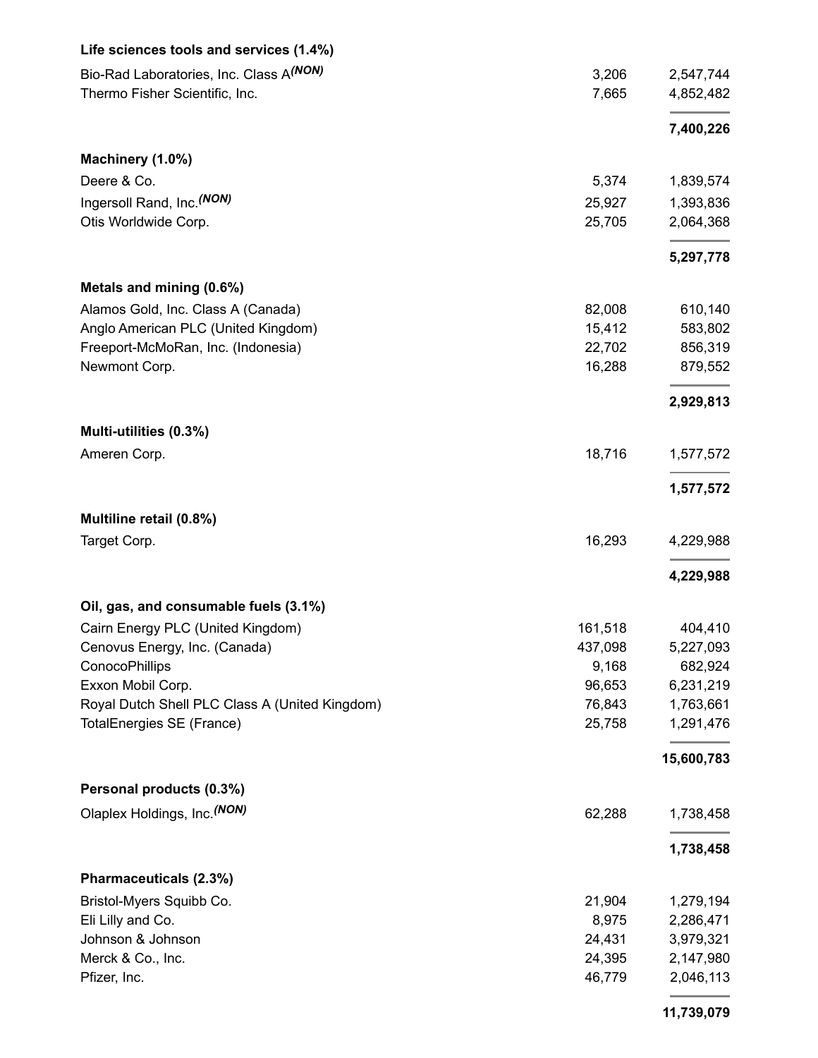| | | |
|---|---|---|
| **Life sciences tools and services (1.4%)** | | |
| Bio-Rad Laboratories, Inc. Class A *(NON)* | 3,206 | 2,547,744 |
| Thermo Fisher Scientific, Inc. | 7,665 | 4,852,482 |
| | | **7,400,226** |
| **Machinery (1.0%)** | | |
| Deere & Co. | 5,374 | 1,839,574 |
| Ingersoll Rand, Inc. *(NON)* | 25,927 | 1,393,836 |
| Otis Worldwide Corp. | 25,705 | 2,064,368 |
| | | **5,297,778** |
| **Metals and mining (0.6%)** | | |
| Alamos Gold, Inc. Class A (Canada) | 82,008 | 610,140 |
| Anglo American PLC (United Kingdom) | 15,412 | 583,802 |
| Freeport-McMoRan, Inc. (Indonesia) | 22,702 | 856,319 |
| Newmont Corp. | 16,288 | 879,552 |
| | | **2,929,813** |
| **Multi-utilities (0.3%)** | | |
| Ameren Corp. | 18,716 | 1,577,572 |
| | | **1,577,572** |
| **Multiline retail (0.8%)** | | |
| Target Corp. | 16,293 | 4,229,988 |
| | | **4,229,988** |
| **Oil, gas, and consumable fuels (3.1%)** | | |
| Cairn Energy PLC (United Kingdom) | 161,518 | 404,410 |
| Cenovus Energy, Inc. (Canada) | 437,098 | 5,227,093 |
| ConocoPhillips | 9,168 | 682,924 |
| Exxon Mobil Corp. | 96,653 | 6,231,219 |
| Royal Dutch Shell PLC Class A (United Kingdom) | 76,843 | 1,763,661 |
| TotalEnergies SE (France) | 25,758 | 1,291,476 |
| | | **15,600,783** |
| **Personal products (0.3%)** | | |
| Olaplex Holdings, Inc. *(NON)* | 62,288 | 1,738,458 |
| | | **1,738,458** |
| **Pharmaceuticals (2.3%)** | | |
| Bristol-Myers Squibb Co. | 21,904 | 1,279,194 |
| Eli Lilly and Co. | 8,975 | 2,286,471 |
| Johnson & Johnson | 24,431 | 3,979,321 |
| Merck & Co., Inc. | 24,395 | 2,147,980 |
| Pfizer, Inc. | 46,779 | 2,046,113 |
| | | **11,739,079** |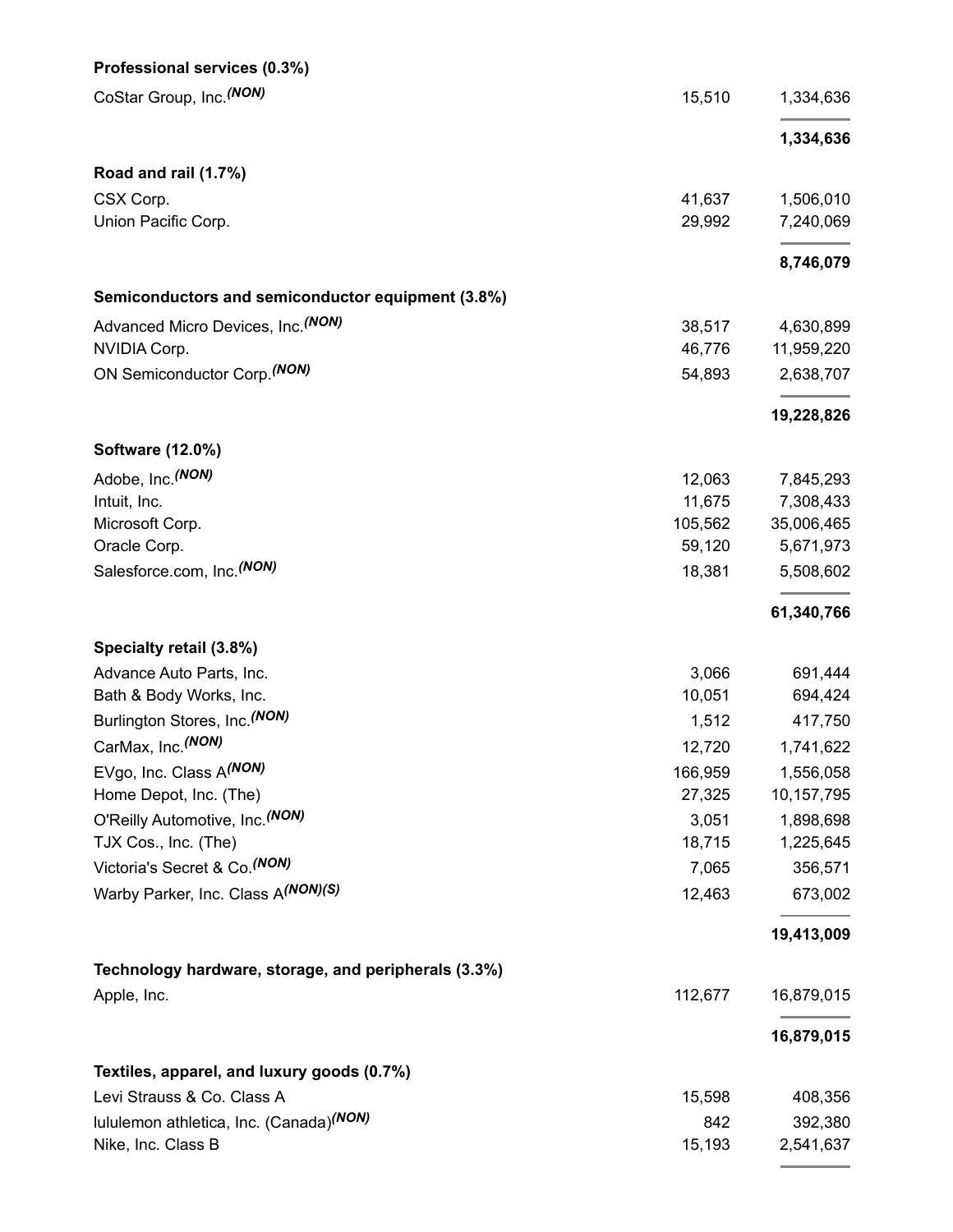| | | |
|---|---|---|
| **Professional services (0.3%)** | | |
| CoStar Group, Inc.*(NON)* | 15,510 | 1,334,636 |
| | | **1,334,636** |
| **Road and rail (1.7%)** | | |
| CSX Corp. | 41,637 | 1,506,010 |
| Union Pacific Corp. | 29,992 | 7,240,069 |
| | | **8,746,079** |
| **Semiconductors and semiconductor equipment (3.8%)** | | |
| Advanced Micro Devices, Inc.*(NON)* | 38,517 | 4,630,899 |
| NVIDIA Corp. | 46,776 | 11,959,220 |
| ON Semiconductor Corp.*(NON)* | 54,893 | 2,638,707 |
| | | **19,228,826** |
| **Software (12.0%)** | | |
| Adobe, Inc.*(NON)* | 12,063 | 7,845,293 |
| Intuit, Inc. | 11,675 | 7,308,433 |
| Microsoft Corp. | 105,562 | 35,006,465 |
| Oracle Corp. | 59,120 | 5,671,973 |
| Salesforce.com, Inc.*(NON)* | 18,381 | 5,508,602 |
| | | **61,340,766** |
| **Specialty retail (3.8%)** | | |
| Advance Auto Parts, Inc. | 3,066 | 691,444 |
| Bath & Body Works, Inc. | 10,051 | 694,424 |
| Burlington Stores, Inc.*(NON)* | 1,512 | 417,750 |
| CarMax, Inc.*(NON)* | 12,720 | 1,741,622 |
| EVgo, Inc. Class A*(NON)* | 166,959 | 1,556,058 |
| Home Depot, Inc. (The) | 27,325 | 10,157,795 |
| O'Reilly Automotive, Inc.*(NON)* | 3,051 | 1,898,698 |
| TJX Cos., Inc. (The) | 18,715 | 1,225,645 |
| Victoria's Secret & Co.*(NON)* | 7,065 | 356,571 |
| Warby Parker, Inc. Class A*(NON)(S)* | 12,463 | 673,002 |
| | | **19,413,009** |
| **Technology hardware, storage, and peripherals (3.3%)** | | |
| Apple, Inc. | 112,677 | 16,879,015 |
| | | **16,879,015** |
| **Textiles, apparel, and luxury goods (0.7%)** | | |
| Levi Strauss & Co. Class A | 15,598 | 408,356 |
| lululemon athletica, Inc. (Canada)*(NON)* | 842 | 392,380 |
| Nike, Inc. Class B | 15,193 | 2,541,637 |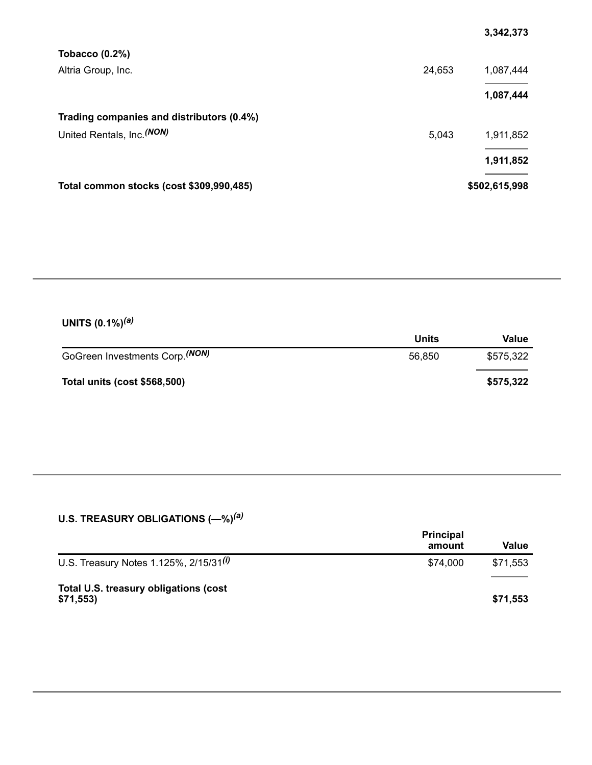| | | |
|---|---|---|
| | | **3,342,373** |
| **Tobacco (0.2%)** | | |
| Altria Group, Inc. | 24,653 | 1,087,444 |
| | | **1,087,444** |
| **Trading companies and distributors (0.4%)** | | |
| United Rentals, Inc.(NON) | 5,043 | 1,911,852 |
| | | **1,911,852** |
| **Total common stocks (cost $309,990,485)** | | **$502,615,998** |

**UNITS (0.1%)(a)**

| | Units | Value |
|---|---|---|
| GoGreen Investments Corp.(NON) | 56,850 | $575,322 |
| **Total units (cost $568,500)** | | **$575,322** |

**U.S. TREASURY OBLIGATIONS (—%)(a)**

| | Principal amount | Value |
|---|---|---|
| U.S. Treasury Notes 1.125%, 2/15/31(i) | $74,000 | $71,553 |
| **Total U.S. treasury obligations (cost $71,553)** | | **$71,553** |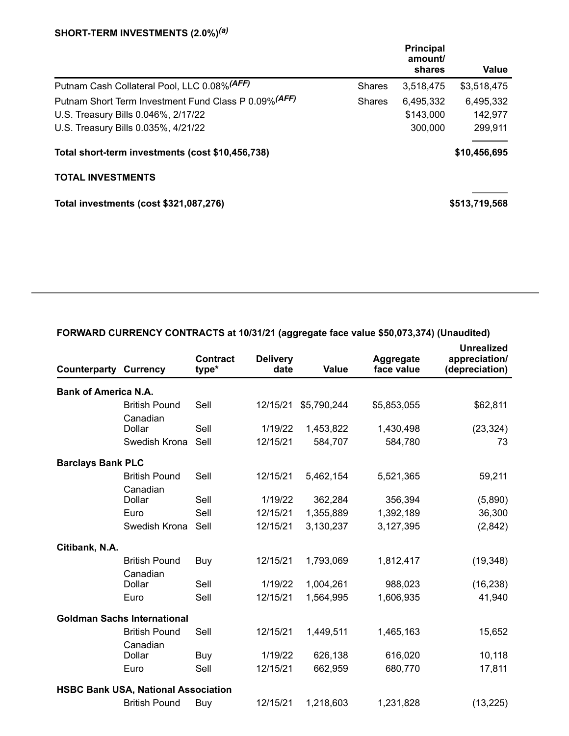**SHORT-TERM INVESTMENTS (2.0%)*(a)***

| | | Principal amount/ shares | Value |
|---|---|---|---|
| Putnam Cash Collateral Pool, LLC 0.08%*(AFF)* | Shares | 3,518,475 | $3,518,475 |
| Putnam Short Term Investment Fund Class P 0.09%*(AFF)* | Shares | 6,495,332 | 6,495,332 |
| U.S. Treasury Bills 0.046%, 2/17/22 | | $143,000 | 142,977 |
| U.S. Treasury Bills 0.035%, 4/21/22 | | 300,000 | 299,911 |
| **Total short-term investments (cost $10,456,738)** | | | **$10,456,695** |

**TOTAL INVESTMENTS**

| | |
|---|---|
| **Total investments (cost $321,087,276)** | **$513,719,568** |

**FORWARD CURRENCY CONTRACTS at 10/31/21 (aggregate face value $50,073,374) (Unaudited)**

| Counterparty | Currency | Contract type* | Delivery date | Value | Aggregate face value | Unrealized appreciation/ (depreciation) |
|---|---|---|---|---|---|---|
| **Bank of America N.A.** | | | | | | |
| | British Pound | Sell | 12/15/21 | $5,790,244 | $5,853,055 | $62,811 |
| | Canadian Dollar | Sell | 1/19/22 | 1,453,822 | 1,430,498 | (23,324) |
| | Swedish Krona | Sell | 12/15/21 | 584,707 | 584,780 | 73 |
| **Barclays Bank PLC** | | | | | | |
| | British Pound | Sell | 12/15/21 | 5,462,154 | 5,521,365 | 59,211 |
| | Canadian Dollar | Sell | 1/19/22 | 362,284 | 356,394 | (5,890) |
| | Euro | Sell | 12/15/21 | 1,355,889 | 1,392,189 | 36,300 |
| | Swedish Krona | Sell | 12/15/21 | 3,130,237 | 3,127,395 | (2,842) |
| **Citibank, N.A.** | | | | | | |
| | British Pound | Buy | 12/15/21 | 1,793,069 | 1,812,417 | (19,348) |
| | Canadian Dollar | Sell | 1/19/22 | 1,004,261 | 988,023 | (16,238) |
| | Euro | Sell | 12/15/21 | 1,564,995 | 1,606,935 | 41,940 |
| **Goldman Sachs International** | | | | | | |
| | British Pound | Sell | 12/15/21 | 1,449,511 | 1,465,163 | 15,652 |
| | Canadian Dollar | Buy | 1/19/22 | 626,138 | 616,020 | 10,118 |
| | Euro | Sell | 12/15/21 | 662,959 | 680,770 | 17,811 |
| **HSBC Bank USA, National Association** | | | | | | |
| | British Pound | Buy | 12/15/21 | 1,218,603 | 1,231,828 | (13,225) |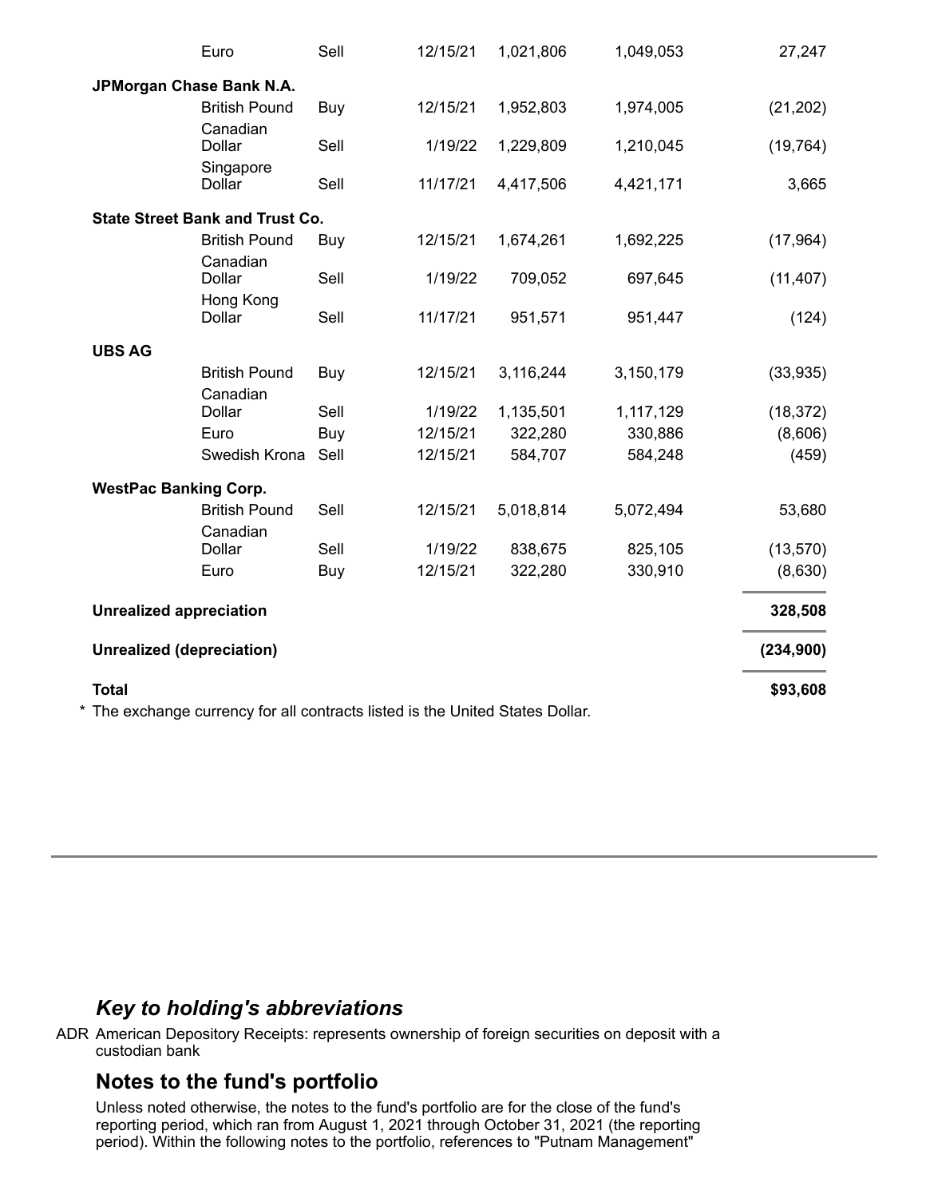| | Currency | Contract type* | Delivery date | Value | Aggregate face value | Unrealized appreciation/ (depreciation) |
|---|---|---|---|---|---|---|
| | Euro | Sell | 12/15/21 | 1,021,806 | 1,049,053 | 27,247 |
| **JPMorgan Chase Bank N.A.** | | | | | | |
| | British Pound | Buy | 12/15/21 | 1,952,803 | 1,974,005 | (21,202) |
| | Canadian Dollar | Sell | 1/19/22 | 1,229,809 | 1,210,045 | (19,764) |
| | Singapore Dollar | Sell | 11/17/21 | 4,417,506 | 4,421,171 | 3,665 |
| **State Street Bank and Trust Co.** | | | | | | |
| | British Pound | Buy | 12/15/21 | 1,674,261 | 1,692,225 | (17,964) |
| | Canadian Dollar | Sell | 1/19/22 | 709,052 | 697,645 | (11,407) |
| | Hong Kong Dollar | Sell | 11/17/21 | 951,571 | 951,447 | (124) |
| **UBS AG** | | | | | | |
| | British Pound | Buy | 12/15/21 | 3,116,244 | 3,150,179 | (33,935) |
| | Canadian Dollar | Sell | 1/19/22 | 1,135,501 | 1,117,129 | (18,372) |
| | Euro | Buy | 12/15/21 | 322,280 | 330,886 | (8,606) |
| | Swedish Krona | Sell | 12/15/21 | 584,707 | 584,248 | (459) |
| **WestPac Banking Corp.** | | | | | | |
| | British Pound | Sell | 12/15/21 | 5,018,814 | 5,072,494 | 53,680 |
| | Canadian Dollar | Sell | 1/19/22 | 838,675 | 825,105 | (13,570) |
| | Euro | Buy | 12/15/21 | 322,280 | 330,910 | (8,630) |
| **Unrealized appreciation** | | | | | | **328,508** |
| **Unrealized (depreciation)** | | | | | | **(234,900)** |
| **Total** | | | | | | **$93,608** |

\* The exchange currency for all contracts listed is the United States Dollar.

## *Key to holding's abbreviations*

ADR American Depository Receipts: represents ownership of foreign securities on deposit with a custodian bank

## Notes to the fund's portfolio

Unless noted otherwise, the notes to the fund's portfolio are for the close of the fund's reporting period, which ran from August 1, 2021 through October 31, 2021 (the reporting period). Within the following notes to the portfolio, references to "Putnam Management"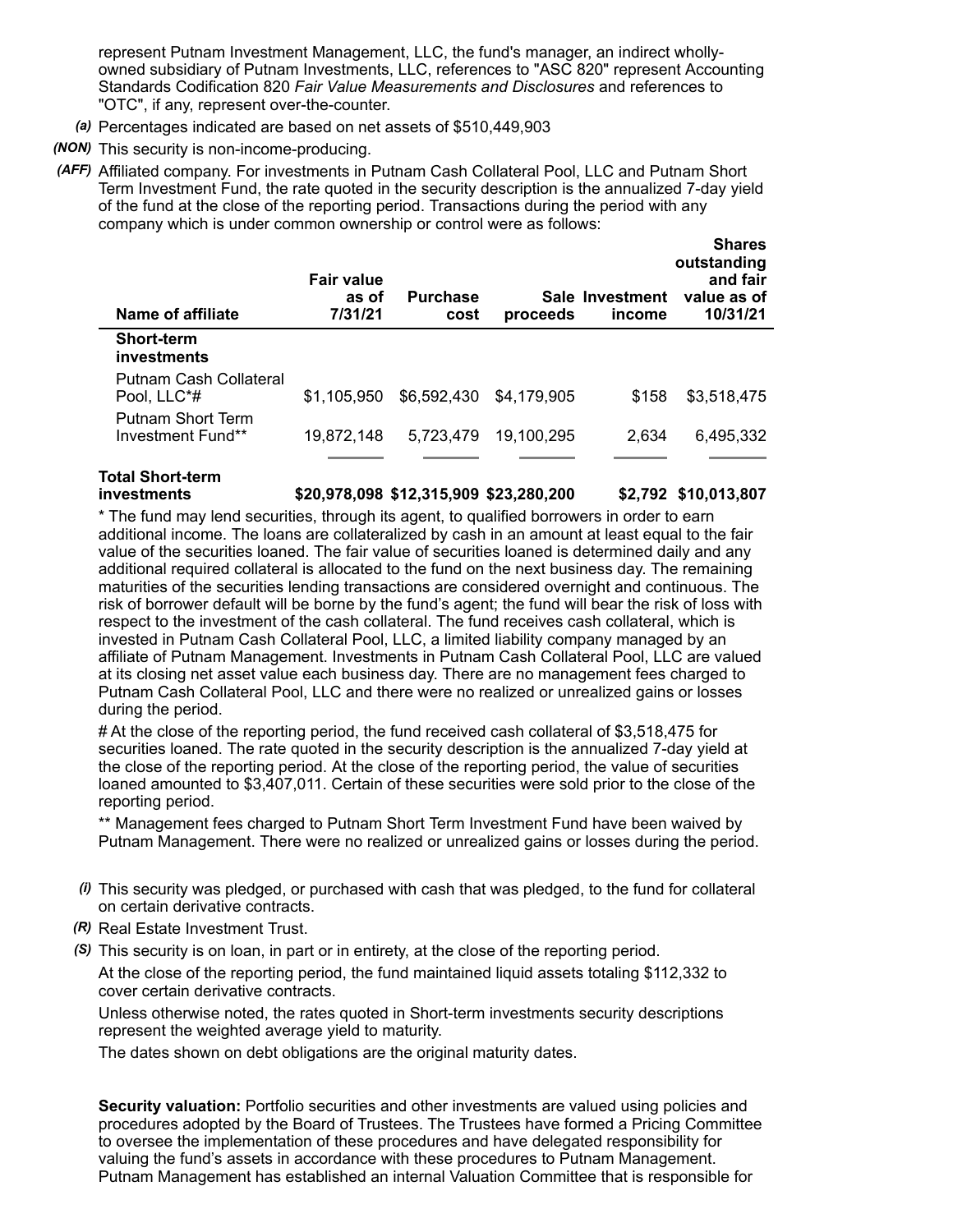represent Putnam Investment Management, LLC, the fund's manager, an indirect wholly-owned subsidiary of Putnam Investments, LLC, references to "ASC 820" represent Accounting Standards Codification 820 *Fair Value Measurements and Disclosures* and references to "OTC", if any, represent over-the-counter.

*(a)* Percentages indicated are based on net assets of $510,449,903

*(NON)* This security is non-income-producing.

*(AFF)* Affiliated company. For investments in Putnam Cash Collateral Pool, LLC and Putnam Short Term Investment Fund, the rate quoted in the security description is the annualized 7-day yield of the fund at the close of the reporting period. Transactions during the period with any company which is under common ownership or control were as follows:

| Name of affiliate | Fair value as of 7/31/21 | Purchase cost | Sale proceeds | Investment income | Shares outstanding and fair value as of 10/31/21 |
|---|---|---|---|---|---|
| **Short-term investments** | | | | | |
| Putnam Cash Collateral Pool, LLC*# | $1,105,950 | $6,592,430 | $4,179,905 | $158 | $3,518,475 |
| Putnam Short Term Investment Fund** | 19,872,148 | 5,723,479 | 19,100,295 | 2,634 | 6,495,332 |
| **Total Short-term investments** | **$20,978,098** | **$12,315,909** | **$23,280,200** | **$2,792** | **$10,013,807** |

* The fund may lend securities, through its agent, to qualified borrowers in order to earn additional income. The loans are collateralized by cash in an amount at least equal to the fair value of the securities loaned. The fair value of securities loaned is determined daily and any additional required collateral is allocated to the fund on the next business day. The remaining maturities of the securities lending transactions are considered overnight and continuous. The risk of borrower default will be borne by the fund's agent; the fund will bear the risk of loss with respect to the investment of the cash collateral. The fund receives cash collateral, which is invested in Putnam Cash Collateral Pool, LLC, a limited liability company managed by an affiliate of Putnam Management. Investments in Putnam Cash Collateral Pool, LLC are valued at its closing net asset value each business day. There are no management fees charged to Putnam Cash Collateral Pool, LLC and there were no realized or unrealized gains or losses during the period.

# At the close of the reporting period, the fund received cash collateral of $3,518,475 for securities loaned. The rate quoted in the security description is the annualized 7-day yield at the close of the reporting period. At the close of the reporting period, the value of securities loaned amounted to $3,407,011. Certain of these securities were sold prior to the close of the reporting period.

** Management fees charged to Putnam Short Term Investment Fund have been waived by Putnam Management. There were no realized or unrealized gains or losses during the period.

*(i)* This security was pledged, or purchased with cash that was pledged, to the fund for collateral on certain derivative contracts.

*(R)* Real Estate Investment Trust.

*(S)* This security is on loan, in part or in entirety, at the close of the reporting period.

At the close of the reporting period, the fund maintained liquid assets totaling $112,332 to cover certain derivative contracts.

Unless otherwise noted, the rates quoted in Short-term investments security descriptions represent the weighted average yield to maturity.

The dates shown on debt obligations are the original maturity dates.

**Security valuation:** Portfolio securities and other investments are valued using policies and procedures adopted by the Board of Trustees. The Trustees have formed a Pricing Committee to oversee the implementation of these procedures and have delegated responsibility for valuing the fund's assets in accordance with these procedures to Putnam Management. Putnam Management has established an internal Valuation Committee that is responsible for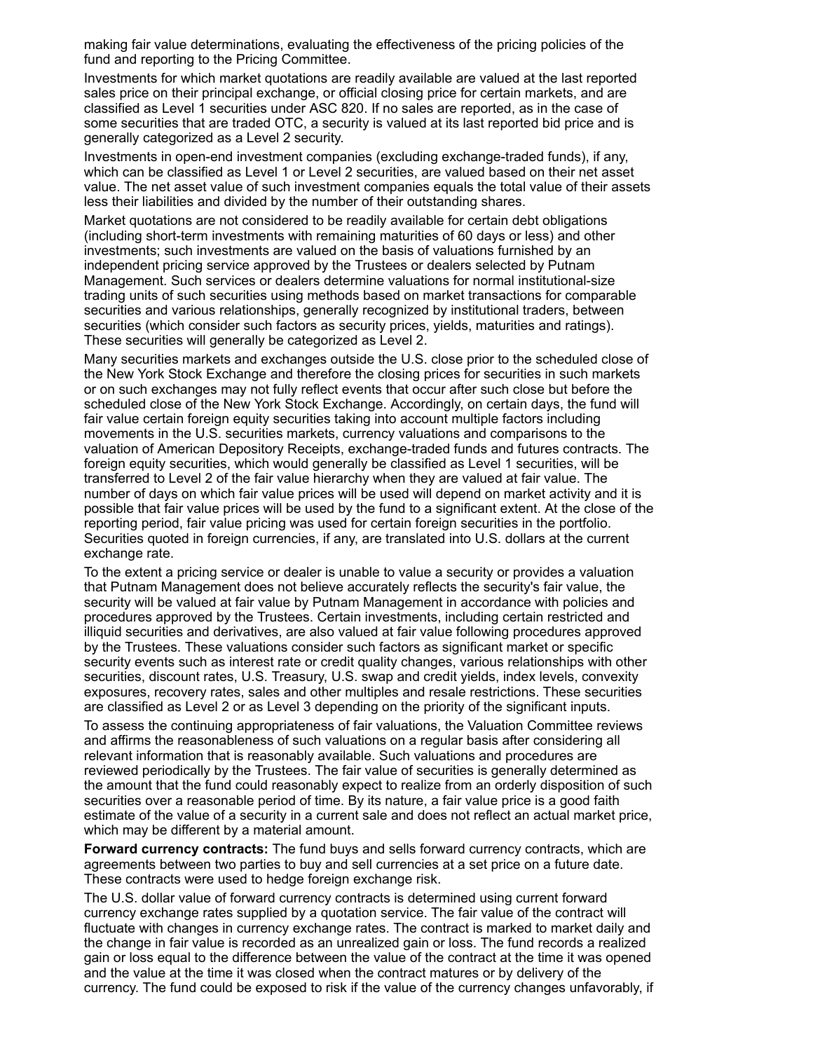making fair value determinations, evaluating the effectiveness of the pricing policies of the fund and reporting to the Pricing Committee.

Investments for which market quotations are readily available are valued at the last reported sales price on their principal exchange, or official closing price for certain markets, and are classified as Level 1 securities under ASC 820. If no sales are reported, as in the case of some securities that are traded OTC, a security is valued at its last reported bid price and is generally categorized as a Level 2 security.

Investments in open-end investment companies (excluding exchange-traded funds), if any, which can be classified as Level 1 or Level 2 securities, are valued based on their net asset value. The net asset value of such investment companies equals the total value of their assets less their liabilities and divided by the number of their outstanding shares.

Market quotations are not considered to be readily available for certain debt obligations (including short-term investments with remaining maturities of 60 days or less) and other investments; such investments are valued on the basis of valuations furnished by an independent pricing service approved by the Trustees or dealers selected by Putnam Management. Such services or dealers determine valuations for normal institutional-size trading units of such securities using methods based on market transactions for comparable securities and various relationships, generally recognized by institutional traders, between securities (which consider such factors as security prices, yields, maturities and ratings). These securities will generally be categorized as Level 2.

Many securities markets and exchanges outside the U.S. close prior to the scheduled close of the New York Stock Exchange and therefore the closing prices for securities in such markets or on such exchanges may not fully reflect events that occur after such close but before the scheduled close of the New York Stock Exchange. Accordingly, on certain days, the fund will fair value certain foreign equity securities taking into account multiple factors including movements in the U.S. securities markets, currency valuations and comparisons to the valuation of American Depository Receipts, exchange-traded funds and futures contracts. The foreign equity securities, which would generally be classified as Level 1 securities, will be transferred to Level 2 of the fair value hierarchy when they are valued at fair value. The number of days on which fair value prices will be used will depend on market activity and it is possible that fair value prices will be used by the fund to a significant extent. At the close of the reporting period, fair value pricing was used for certain foreign securities in the portfolio. Securities quoted in foreign currencies, if any, are translated into U.S. dollars at the current exchange rate.

To the extent a pricing service or dealer is unable to value a security or provides a valuation that Putnam Management does not believe accurately reflects the security's fair value, the security will be valued at fair value by Putnam Management in accordance with policies and procedures approved by the Trustees. Certain investments, including certain restricted and illiquid securities and derivatives, are also valued at fair value following procedures approved by the Trustees. These valuations consider such factors as significant market or specific security events such as interest rate or credit quality changes, various relationships with other securities, discount rates, U.S. Treasury, U.S. swap and credit yields, index levels, convexity exposures, recovery rates, sales and other multiples and resale restrictions. These securities are classified as Level 2 or as Level 3 depending on the priority of the significant inputs.

To assess the continuing appropriateness of fair valuations, the Valuation Committee reviews and affirms the reasonableness of such valuations on a regular basis after considering all relevant information that is reasonably available. Such valuations and procedures are reviewed periodically by the Trustees. The fair value of securities is generally determined as the amount that the fund could reasonably expect to realize from an orderly disposition of such securities over a reasonable period of time. By its nature, a fair value price is a good faith estimate of the value of a security in a current sale and does not reflect an actual market price, which may be different by a material amount.

**Forward currency contracts:** The fund buys and sells forward currency contracts, which are agreements between two parties to buy and sell currencies at a set price on a future date. These contracts were used to hedge foreign exchange risk.

The U.S. dollar value of forward currency contracts is determined using current forward currency exchange rates supplied by a quotation service. The fair value of the contract will fluctuate with changes in currency exchange rates. The contract is marked to market daily and the change in fair value is recorded as an unrealized gain or loss. The fund records a realized gain or loss equal to the difference between the value of the contract at the time it was opened and the value at the time it was closed when the contract matures or by delivery of the currency. The fund could be exposed to risk if the value of the currency changes unfavorably, if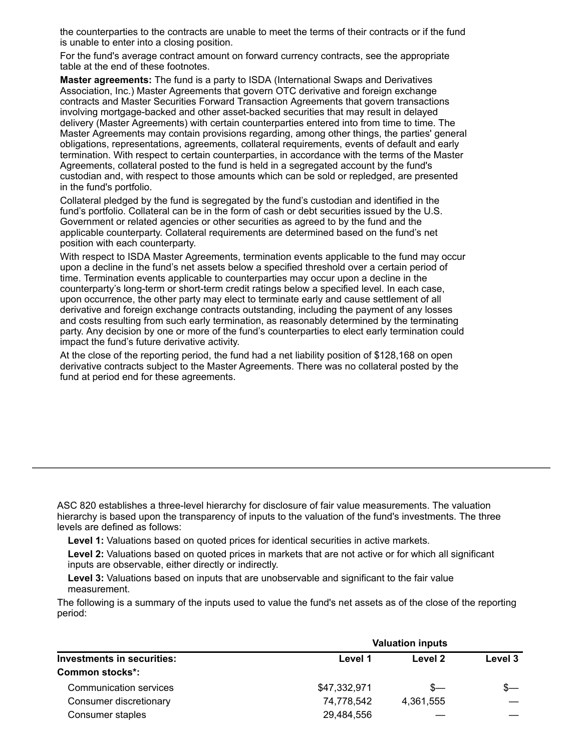the counterparties to the contracts are unable to meet the terms of their contracts or if the fund is unable to enter into a closing position.

For the fund's average contract amount on forward currency contracts, see the appropriate table at the end of these footnotes.

**Master agreements:** The fund is a party to ISDA (International Swaps and Derivatives Association, Inc.) Master Agreements that govern OTC derivative and foreign exchange contracts and Master Securities Forward Transaction Agreements that govern transactions involving mortgage-backed and other asset-backed securities that may result in delayed delivery (Master Agreements) with certain counterparties entered into from time to time. The Master Agreements may contain provisions regarding, among other things, the parties' general obligations, representations, agreements, collateral requirements, events of default and early termination. With respect to certain counterparties, in accordance with the terms of the Master Agreements, collateral posted to the fund is held in a segregated account by the fund's custodian and, with respect to those amounts which can be sold or repledged, are presented in the fund's portfolio.

Collateral pledged by the fund is segregated by the fund's custodian and identified in the fund's portfolio. Collateral can be in the form of cash or debt securities issued by the U.S. Government or related agencies or other securities as agreed to by the fund and the applicable counterparty. Collateral requirements are determined based on the fund's net position with each counterparty.

With respect to ISDA Master Agreements, termination events applicable to the fund may occur upon a decline in the fund's net assets below a specified threshold over a certain period of time. Termination events applicable to counterparties may occur upon a decline in the counterparty's long-term or short-term credit ratings below a specified level. In each case, upon occurrence, the other party may elect to terminate early and cause settlement of all derivative and foreign exchange contracts outstanding, including the payment of any losses and costs resulting from such early termination, as reasonably determined by the terminating party. Any decision by one or more of the fund's counterparties to elect early termination could impact the fund's future derivative activity.

At the close of the reporting period, the fund had a net liability position of $128,168 on open derivative contracts subject to the Master Agreements. There was no collateral posted by the fund at period end for these agreements.

---

ASC 820 establishes a three-level hierarchy for disclosure of fair value measurements. The valuation hierarchy is based upon the transparency of inputs to the valuation of the fund's investments. The three levels are defined as follows:

**Level 1:** Valuations based on quoted prices for identical securities in active markets.

**Level 2:** Valuations based on quoted prices in markets that are not active or for which all significant inputs are observable, either directly or indirectly.

**Level 3:** Valuations based on inputs that are unobservable and significant to the fair value measurement.

The following is a summary of the inputs used to value the fund's net assets as of the close of the reporting period:

| | Valuation inputs | | |
|---|---|---|---|
| **Investments in securities:** | **Level 1** | **Level 2** | **Level 3** |
| **Common stocks*:** | | | |
| Communication services | $47,332,971 | $— | $— |
| Consumer discretionary | 74,778,542 | 4,361,555 | — |
| Consumer staples | 29,484,556 | — | — |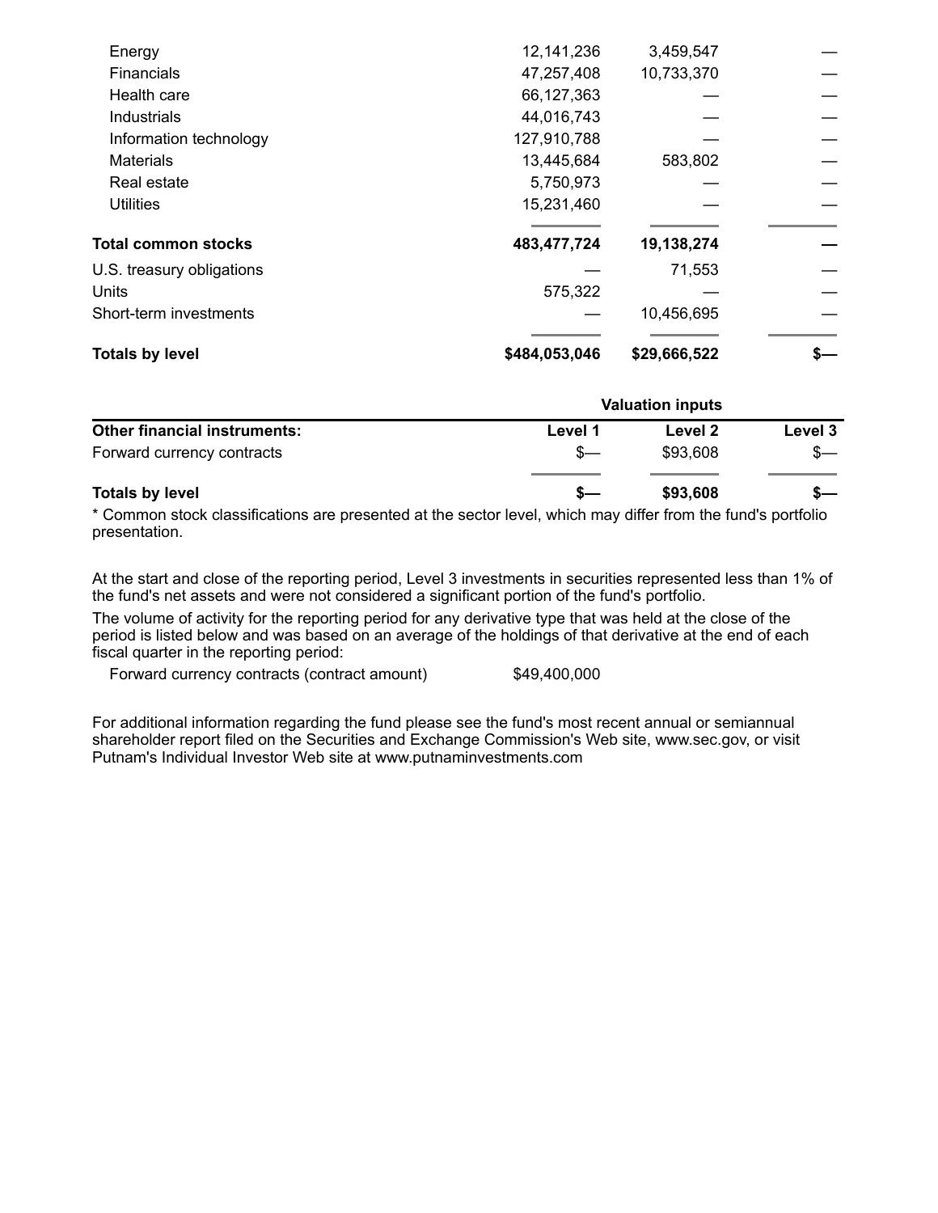| | | | |
|---|---|---|---|
| Energy | 12,141,236 | 3,459,547 | — |
| Financials | 47,257,408 | 10,733,370 | — |
| Health care | 66,127,363 | — | — |
| Industrials | 44,016,743 | — | — |
| Information technology | 127,910,788 | — | — |
| Materials | 13,445,684 | 583,802 | — |
| Real estate | 5,750,973 | — | — |
| Utilities | 15,231,460 | — | — |
| **Total common stocks** | **483,477,724** | **19,138,274** | **—** |
| U.S. treasury obligations | — | 71,553 | — |
| Units | 575,322 | — | — |
| Short-term investments | — | 10,456,695 | — |
| **Totals by level** | **$484,053,046** | **$29,666,522** | **$—** |

| | Valuation inputs | | |
|---|---|---|---|
| **Other financial instruments:** | **Level 1** | **Level 2** | **Level 3** |
| Forward currency contracts | $— | $93,608 | $— |
| **Totals by level** | **$—** | **$93,608** | **$—** |

* Common stock classifications are presented at the sector level, which may differ from the fund's portfolio presentation.

At the start and close of the reporting period, Level 3 investments in securities represented less than 1% of the fund's net assets and were not considered a significant portion of the fund's portfolio.

The volume of activity for the reporting period for any derivative type that was held at the close of the period is listed below and was based on an average of the holdings of that derivative at the end of each fiscal quarter in the reporting period:

| | |
|---|---|
| Forward currency contracts (contract amount) | $49,400,000 |

For additional information regarding the fund please see the fund's most recent annual or semiannual shareholder report filed on the Securities and Exchange Commission's Web site, www.sec.gov, or visit Putnam's Individual Investor Web site at www.putnaminvestments.com